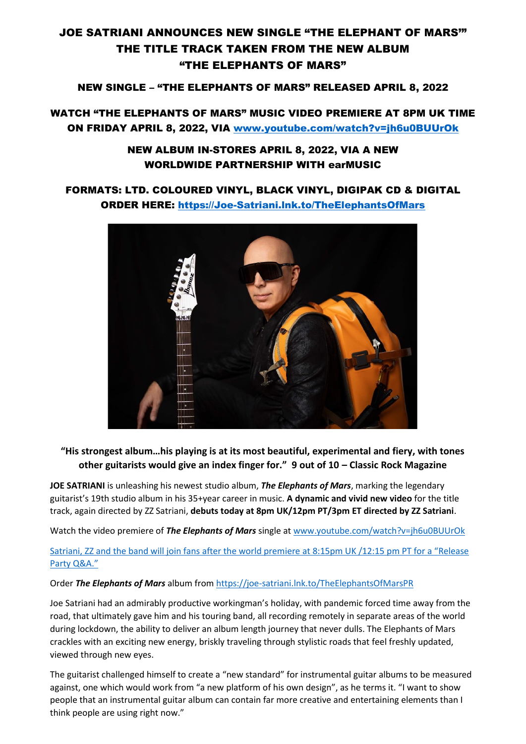# JOE SATRIANI ANNOUNCES NEW SINGLE "THE ELEPHANT OF MARS'" THE TITLE TRACK TAKEN FROM THE NEW ALBUM "THE ELEPHANTS OF MARS"

**NEW SINGLE – "THE ELEPHANTS OF MARS" RELEASED APRIL 8, 2022**

**WATCH "THE ELEPHANTS OF MARS" MUSIC VIDEO PREMIERE AT 8PM UK TIME ON FRIDAY APRIL 8, 2022, VIA [www.youtube.com/watch?v=jh6u0BUUrOk](www.youtube.com/watch?v=jh6u0BUUrOk)**

**NEW ALBUM IN-STORES APRIL 8, 2022, VIA A NEW WORLDWIDE PARTNERSHIP WITH earMUSIC**

**FORMATS: LTD. COLOURED VINYL, BLACK VINYL, DIGIPAK CD & DIGITAL ORDER HERE: [https://Joe-Satriani.lnk.to/TheElephantsOfMars](https://Joe-Satriani.lnk.to/TheElephantsOfMars)**

**"His strongest album…his playing is at its most beautiful, experimental and fiery, with tones other guitarists would give an index finger for." 9 out of 10 – Classic Rock Magazine**

**JOE SATRIANI** is unleashing his newest studio album, ***The Elephants of Mars***, marking the legendary guitarist's 19th studio album in his 35+year career in music. **A dynamic and vivid new video** for the title track, again directed by ZZ Satriani, **debuts today at 8pm UK/12pm PT/3pm ET directed by ZZ Satriani**.

Watch the video premiere of ***The Elephants of Mars*** single at [www.youtube.com/watch?v=jh6u0BUUrOk](www.youtube.com/watch?v=jh6u0BUUrOk)

Satriani, ZZ and the band will join fans after the world premiere at 8:15pm UK /12:15 pm PT for a "Release Party Q&A."

Order ***The Elephants of Mars*** album from [https://joe-satriani.lnk.to/TheElephantsOfMarsPR](https://joe-satriani.lnk.to/TheElephantsOfMarsPR)

Joe Satriani had an admirably productive workingman's holiday, with pandemic forced time away from the road, that ultimately gave him and his touring band, all recording remotely in separate areas of the world during lockdown, the ability to deliver an album length journey that never dulls. The Elephants of Mars crackles with an exciting new energy, briskly traveling through stylistic roads that feel freshly updated, viewed through new eyes.

The guitarist challenged himself to create a "new standard" for instrumental guitar albums to be measured against, one which would work from "a new platform of his own design", as he terms it. "I want to show people that an instrumental guitar album can contain far more creative and entertaining elements than I think people are using right now."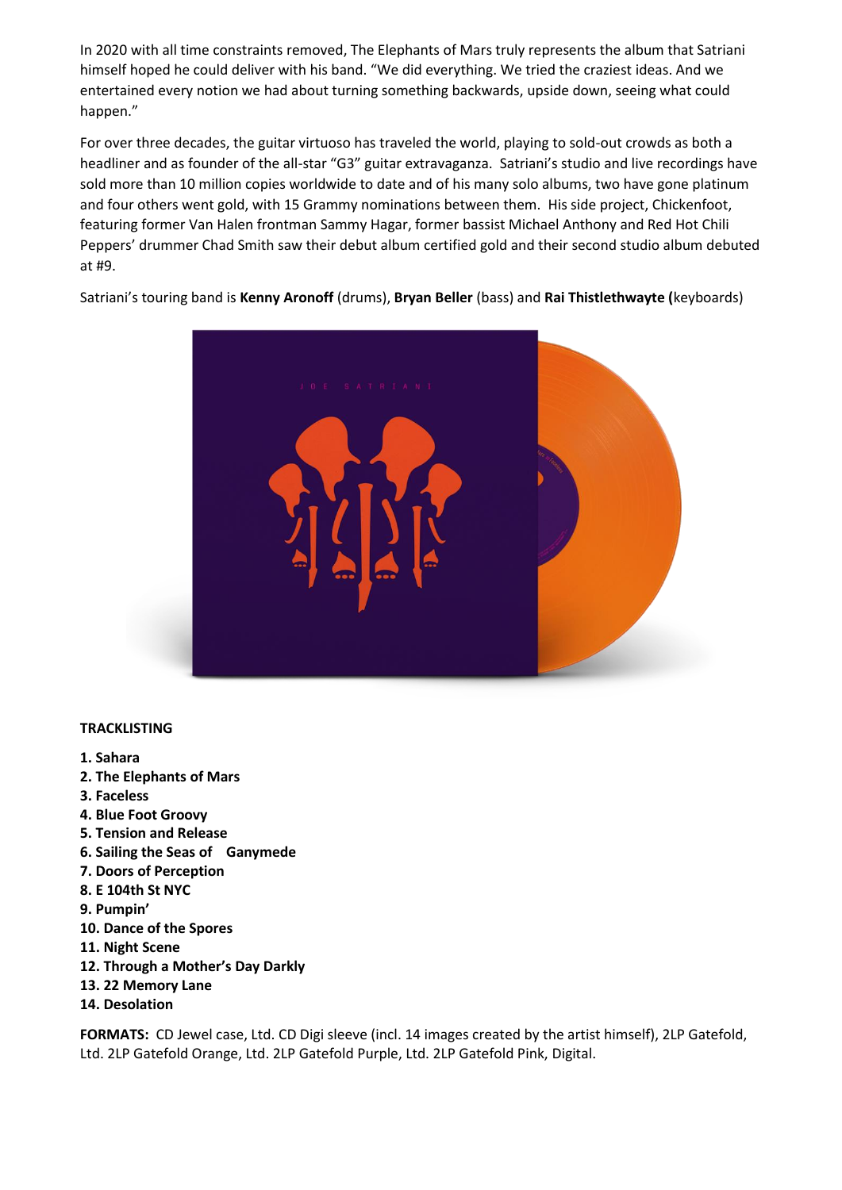In 2020 with all time constraints removed, The Elephants of Mars truly represents the album that Satriani himself hoped he could deliver with his band. "We did everything. We tried the craziest ideas. And we entertained every notion we had about turning something backwards, upside down, seeing what could happen."

For over three decades, the guitar virtuoso has traveled the world, playing to sold-out crowds as both a headliner and as founder of the all-star "G3" guitar extravaganza. Satriani's studio and live recordings have sold more than 10 million copies worldwide to date and of his many solo albums, two have gone platinum and four others went gold, with 15 Grammy nominations between them. His side project, Chickenfoot, featuring former Van Halen frontman Sammy Hagar, former bassist Michael Anthony and Red Hot Chili Peppers' drummer Chad Smith saw their debut album certified gold and their second studio album debuted at #9.

Satriani's touring band is **Kenny Aronoff** (drums), **Bryan Beller** (bass) and **Rai Thistlethwayte (**keyboards)

**TRACKLISTING**

1. **Sahara**
2. **The Elephants of Mars**
3. **Faceless**
4. **Blue Foot Groovy**
5. **Tension and Release**
6. **Sailing the Seas of Ganymede**
7. **Doors of Perception**
8. **E 104th St NYC**
9. **Pumpin'**
10. **Dance of the Spores**
11. **Night Scene**
12. **Through a Mother's Day Darkly**
13. **22 Memory Lane**
14. **Desolation**

**FORMATS:** CD Jewel case, Ltd. CD Digi sleeve (incl. 14 images created by the artist himself), 2LP Gatefold, Ltd. 2LP Gatefold Orange, Ltd. 2LP Gatefold Purple, Ltd. 2LP Gatefold Pink, Digital.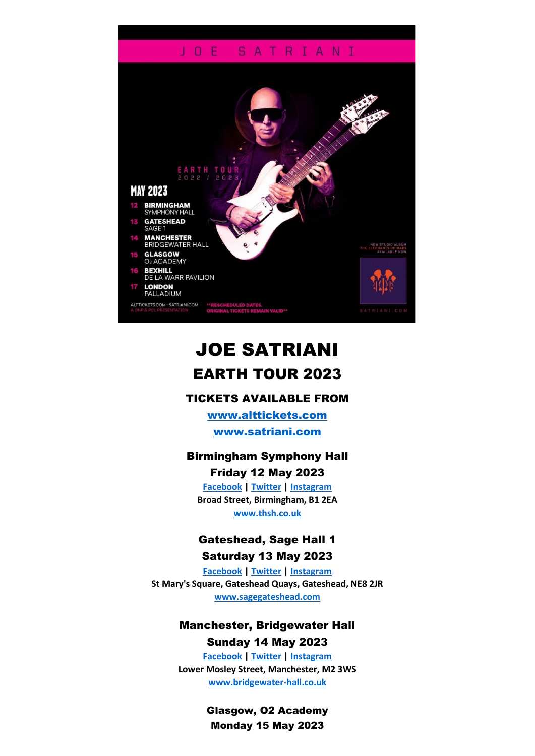# JOE SATRIANI

## EARTH TOUR 2023

### TICKETS AVAILABLE FROM

[www.alttickets.com](www.alttickets.com)

[www.satriani.com](www.satriani.com)

**Birmingham Symphony Hall**

**Friday 12 May 2023**

Facebook | Twitter | Instagram

**Broad Street, Birmingham, B1 2EA**

www.thsh.co.uk

**Gateshead, Sage Hall 1**

**Saturday 13 May 2023**

Facebook | Twitter | Instagram

**St Mary's Square, Gateshead Quays, Gateshead, NE8 2JR**

www.sagegateshead.com

**Manchester, Bridgewater Hall**

**Sunday 14 May 2023**

Facebook | Twitter | Instagram

**Lower Mosley Street, Manchester, M2 3WS**

www.bridgewater-hall.co.uk

**Glasgow, O2 Academy**

**Monday 15 May 2023**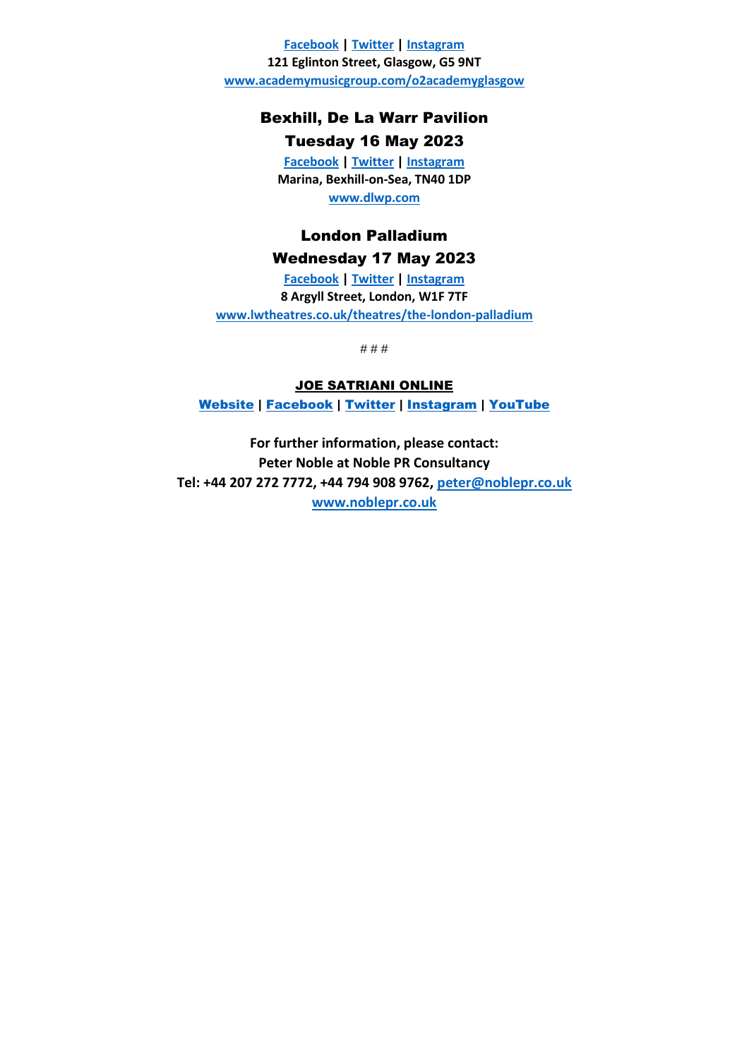**Facebook** | **Twitter** | **Instagram**
**121 Eglinton Street, Glasgow, G5 9NT**
**www.academymusicgroup.com/o2academyglasgow**

## Bexhill, De La Warr Pavilion
## Tuesday 16 May 2023

**Facebook** | **Twitter** | **Instagram**
**Marina, Bexhill-on-Sea, TN40 1DP**
**www.dlwp.com**

## London Palladium
## Wednesday 17 May 2023

**Facebook** | **Twitter** | **Instagram**
**8 Argyll Street, London, W1F 7TF**
**www.lwtheatres.co.uk/theatres/the-london-palladium**

# # #

**JOE SATRIANI ONLINE**
**Website** | **Facebook** | **Twitter** | **Instagram** | **YouTube**

**For further information, please contact:**
**Peter Noble at Noble PR Consultancy**
**Tel: +44 207 272 7772, +44 794 908 9762, peter@noblepr.co.uk**
**www.noblepr.co.uk**